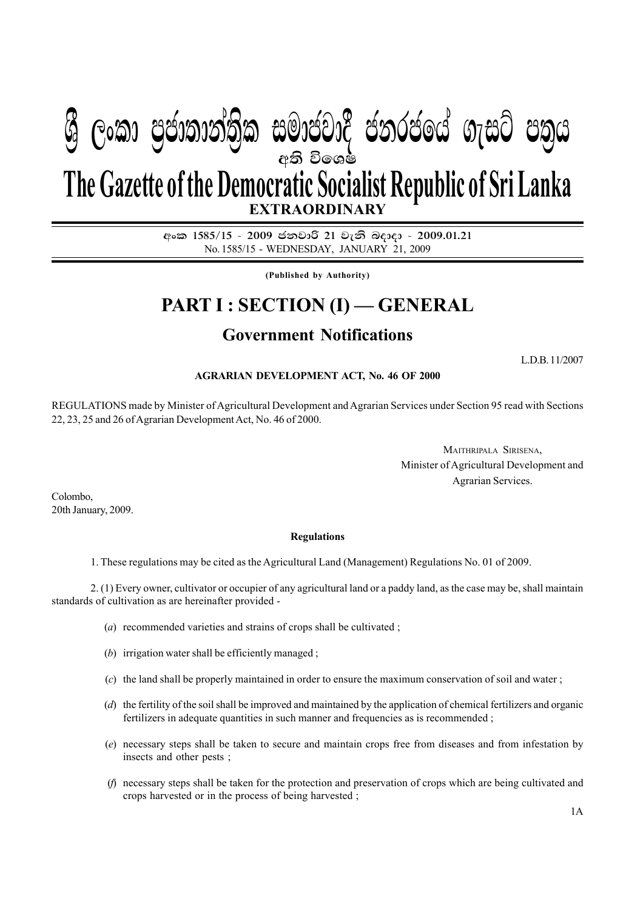# ශ්‍රී ලංකා ප්‍රජාතාන්ත්‍රික සමාජවාදී ජනරජයේ ගැසට් පත්‍රය

## අති විශෙෂ

# The Gazette of the Democratic Socialist Republic of Sri Lanka

## EXTRAORDINARY

අංක 1585/15 - 2009 ජනවාරි 21 වැනි බදාදා - 2009.01.21

No. 1585/15 - WEDNESDAY, JANUARY 21, 2009

**(Published by Authority)**

# PART I : SECTION (I) — GENERAL

## Government Notifications

L.D.B. 11/2007

**AGRARIAN DEVELOPMENT ACT, No. 46 OF 2000**

REGULATIONS made by Minister of Agricultural Development and Agrarian Services under Section 95 read with Sections 22, 23, 25 and 26 of Agrarian Development Act, No. 46 of 2000.

MAITHRIPALA SIRISENA,
Minister of Agricultural Development and
Agrarian Services.

Colombo,
20th January, 2009.

**Regulations**

1. These regulations may be cited as the Agricultural Land (Management) Regulations No. 01 of 2009.

2. (1) Every owner, cultivator or occupier of any agricultural land or a paddy land, as the case may be, shall maintain standards of cultivation as are hereinafter provided -

(*a*) recommended varieties and strains of crops shall be cultivated ;

(*b*) irrigation water shall be efficiently managed ;

(*c*) the land shall be properly maintained in order to ensure the maximum conservation of soil and water ;

(*d*) the fertility of the soil shall be improved and maintained by the application of chemical fertilizers and organic fertilizers in adequate quantities in such manner and frequencies as is recommended ;

(*e*) necessary steps shall be taken to secure and maintain crops free from diseases and from infestation by insects and other pests ;

(*f*) necessary steps shall be taken for the protection and preservation of crops which are being cultivated and crops harvested or in the process of being harvested ;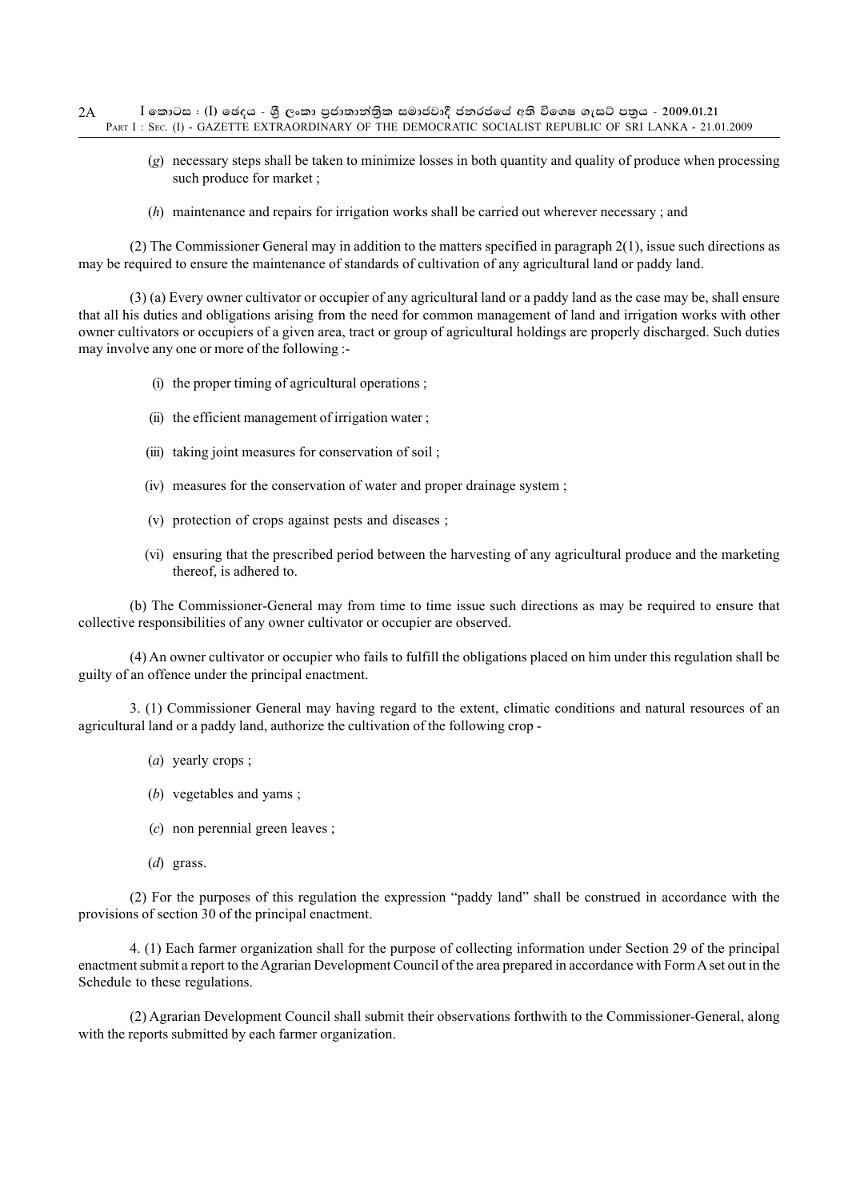(*g*) necessary steps shall be taken to minimize losses in both quantity and quality of produce when processing such produce for market ;

(*h*) maintenance and repairs for irrigation works shall be carried out wherever necessary ; and

(2) The Commissioner General may in addition to the matters specified in paragraph 2(1), issue such directions as may be required to ensure the maintenance of standards of cultivation of any agricultural land or paddy land.

(3) (a) Every owner cultivator or occupier of any agricultural land or a paddy land as the case may be, shall ensure that all his duties and obligations arising from the need for common management of land and irrigation works with other owner cultivators or occupiers of a given area, tract or group of agricultural holdings are properly discharged. Such duties may involve any one or more of the following :-

(i) the proper timing of agricultural operations ;

(ii) the efficient management of irrigation water ;

(iii) taking joint measures for conservation of soil ;

(iv) measures for the conservation of water and proper drainage system ;

(v) protection of crops against pests and diseases ;

(vi) ensuring that the prescribed period between the harvesting of any agricultural produce and the marketing thereof, is adhered to.

(b) The Commissioner-General may from time to time issue such directions as may be required to ensure that collective responsibilities of any owner cultivator or occupier are observed.

(4) An owner cultivator or occupier who fails to fulfill the obligations placed on him under this regulation shall be guilty of an offence under the principal enactment.

3. (1) Commissioner General may having regard to the extent, climatic conditions and natural resources of an agricultural land or a paddy land, authorize the cultivation of the following crop -

(*a*) yearly crops ;

(*b*) vegetables and yams ;

(*c*) non perennial green leaves ;

(*d*) grass.

(2) For the purposes of this regulation the expression "paddy land" shall be construed in accordance with the provisions of section 30 of the principal enactment.

4. (1) Each farmer organization shall for the purpose of collecting information under Section 29 of the principal enactment submit a report to the Agrarian Development Council of the area prepared in accordance with Form A set out in the Schedule to these regulations.

(2) Agrarian Development Council shall submit their observations forthwith to the Commissioner-General, along with the reports submitted by each farmer organization.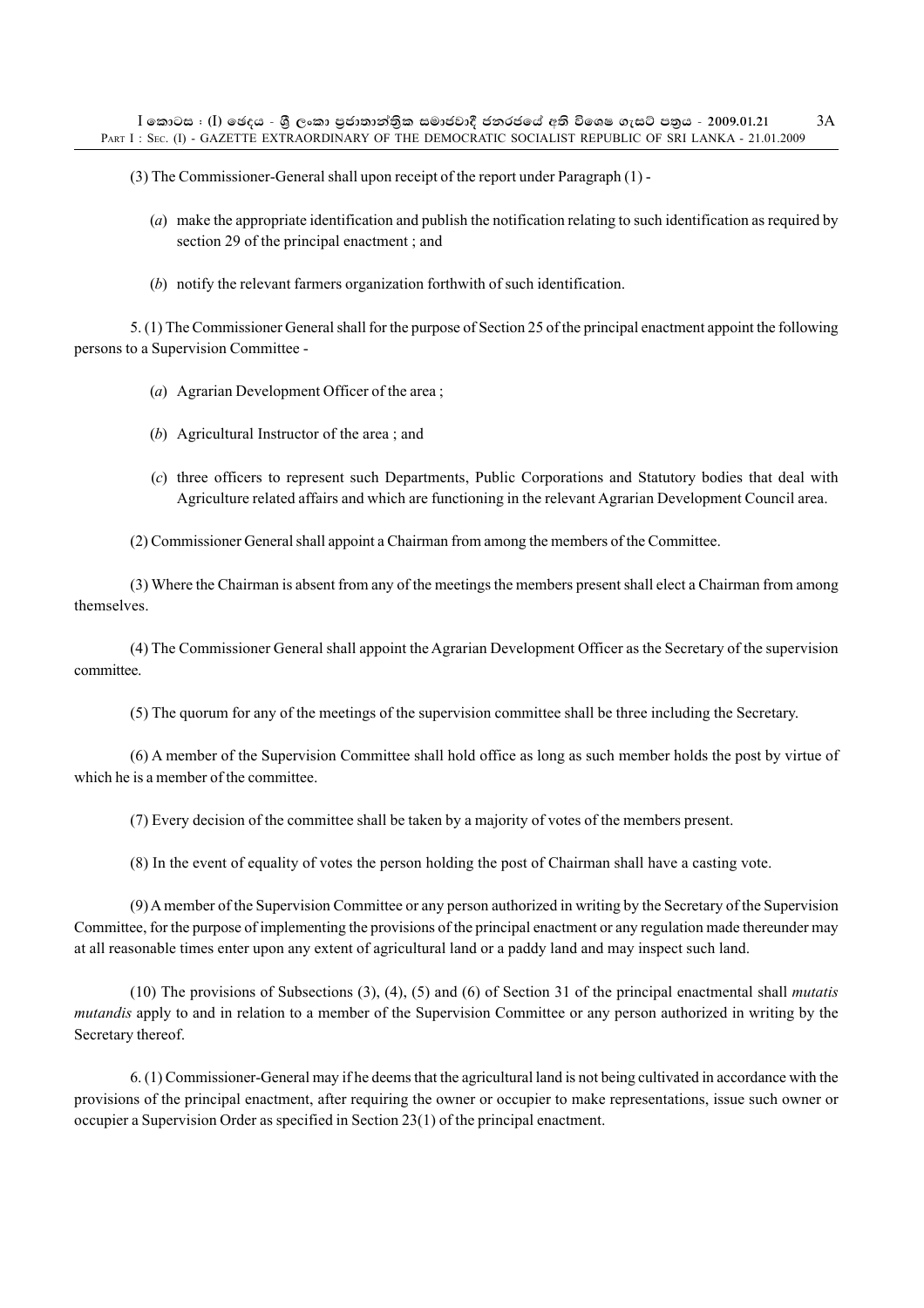(3) The Commissioner-General shall upon receipt of the report under Paragraph (1) -

(*a*) make the appropriate identification and publish the notification relating to such identification as required by section 29 of the principal enactment ; and

(*b*) notify the relevant farmers organization forthwith of such identification.

5. (1) The Commissioner General shall for the purpose of Section 25 of the principal enactment appoint the following persons to a Supervision Committee -

(*a*) Agrarian Development Officer of the area ;

(*b*) Agricultural Instructor of the area ; and

(*c*) three officers to represent such Departments, Public Corporations and Statutory bodies that deal with Agriculture related affairs and which are functioning in the relevant Agrarian Development Council area.

(2) Commissioner General shall appoint a Chairman from among the members of the Committee.

(3) Where the Chairman is absent from any of the meetings the members present shall elect a Chairman from among themselves.

(4) The Commissioner General shall appoint the Agrarian Development Officer as the Secretary of the supervision committee.

(5) The quorum for any of the meetings of the supervision committee shall be three including the Secretary.

(6) A member of the Supervision Committee shall hold office as long as such member holds the post by virtue of which he is a member of the committee.

(7) Every decision of the committee shall be taken by a majority of votes of the members present.

(8) In the event of equality of votes the person holding the post of Chairman shall have a casting vote.

(9) A member of the Supervision Committee or any person authorized in writing by the Secretary of the Supervision Committee, for the purpose of implementing the provisions of the principal enactment or any regulation made thereunder may at all reasonable times enter upon any extent of agricultural land or a paddy land and may inspect such land.

(10) The provisions of Subsections (3), (4), (5) and (6) of Section 31 of the principal enactmental shall *mutatis mutandis* apply to and in relation to a member of the Supervision Committee or any person authorized in writing by the Secretary thereof.

6. (1) Commissioner-General may if he deems that the agricultural land is not being cultivated in accordance with the provisions of the principal enactment, after requiring the owner or occupier to make representations, issue such owner or occupier a Supervision Order as specified in Section 23(1) of the principal enactment.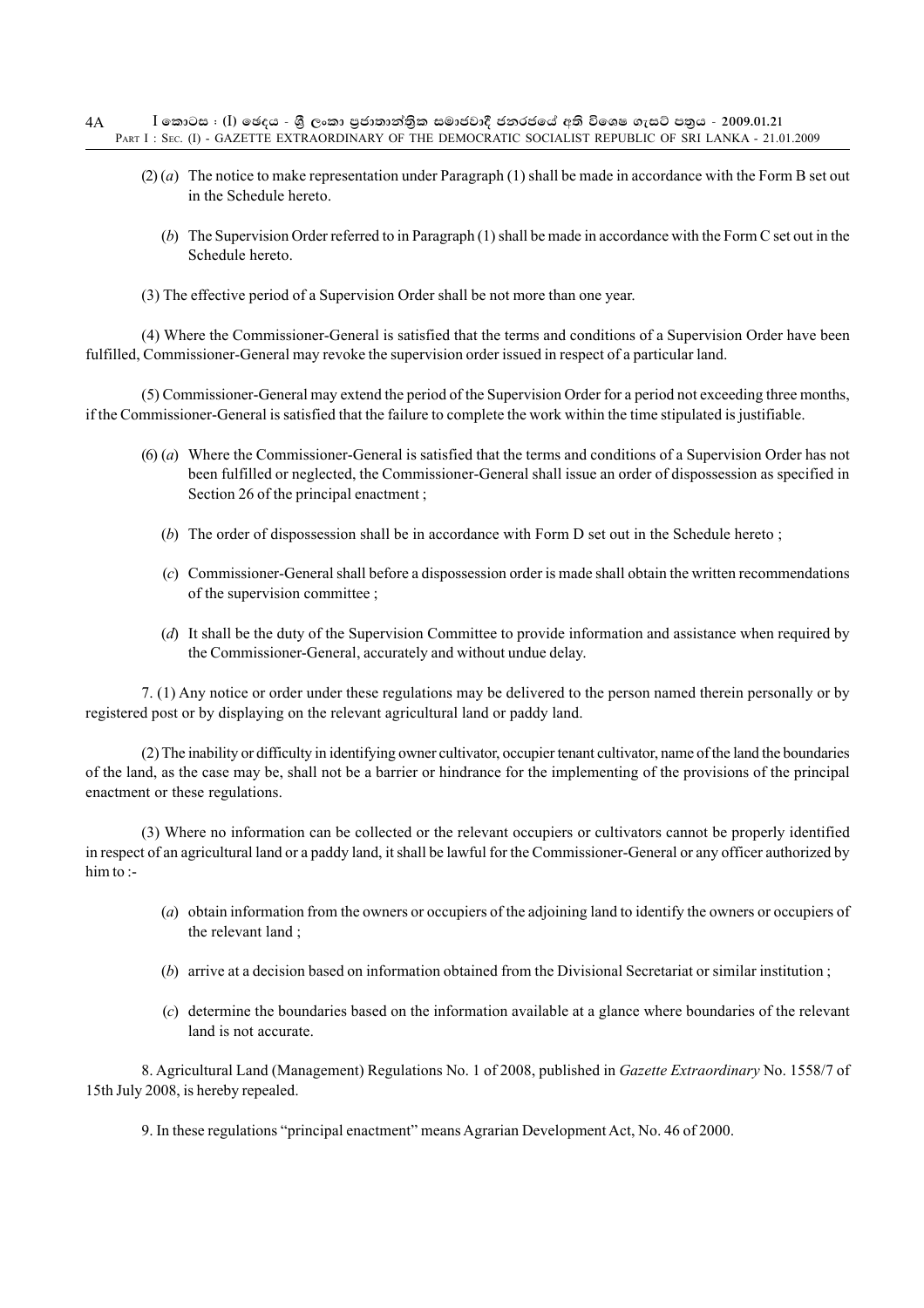(2) (*a*) The notice to make representation under Paragraph (1) shall be made in accordance with the Form B set out in the Schedule hereto.

(*b*) The Supervision Order referred to in Paragraph (1) shall be made in accordance with the Form C set out in the Schedule hereto.

(3) The effective period of a Supervision Order shall be not more than one year.

(4) Where the Commissioner-General is satisfied that the terms and conditions of a Supervision Order have been fulfilled, Commissioner-General may revoke the supervision order issued in respect of a particular land.

(5) Commissioner-General may extend the period of the Supervision Order for a period not exceeding three months, if the Commissioner-General is satisfied that the failure to complete the work within the time stipulated is justifiable.

(6) (*a*) Where the Commissioner-General is satisfied that the terms and conditions of a Supervision Order has not been fulfilled or neglected, the Commissioner-General shall issue an order of dispossession as specified in Section 26 of the principal enactment ;

(*b*) The order of dispossession shall be in accordance with Form D set out in the Schedule hereto ;

(*c*) Commissioner-General shall before a dispossession order is made shall obtain the written recommendations of the supervision committee ;

(*d*) It shall be the duty of the Supervision Committee to provide information and assistance when required by the Commissioner-General, accurately and without undue delay.

7. (1) Any notice or order under these regulations may be delivered to the person named therein personally or by registered post or by displaying on the relevant agricultural land or paddy land.

(2) The inability or difficulty in identifying owner cultivator, occupier tenant cultivator, name of the land the boundaries of the land, as the case may be, shall not be a barrier or hindrance for the implementing of the provisions of the principal enactment or these regulations.

(3) Where no information can be collected or the relevant occupiers or cultivators cannot be properly identified in respect of an agricultural land or a paddy land, it shall be lawful for the Commissioner-General or any officer authorized by him to :-

(*a*) obtain information from the owners or occupiers of the adjoining land to identify the owners or occupiers of the relevant land ;

(*b*) arrive at a decision based on information obtained from the Divisional Secretariat or similar institution ;

(*c*) determine the boundaries based on the information available at a glance where boundaries of the relevant land is not accurate.

8. Agricultural Land (Management) Regulations No. 1 of 2008, published in *Gazette Extraordinary* No. 1558/7 of 15th July 2008, is hereby repealed.

9. In these regulations "principal enactment" means Agrarian Development Act, No. 46 of 2000.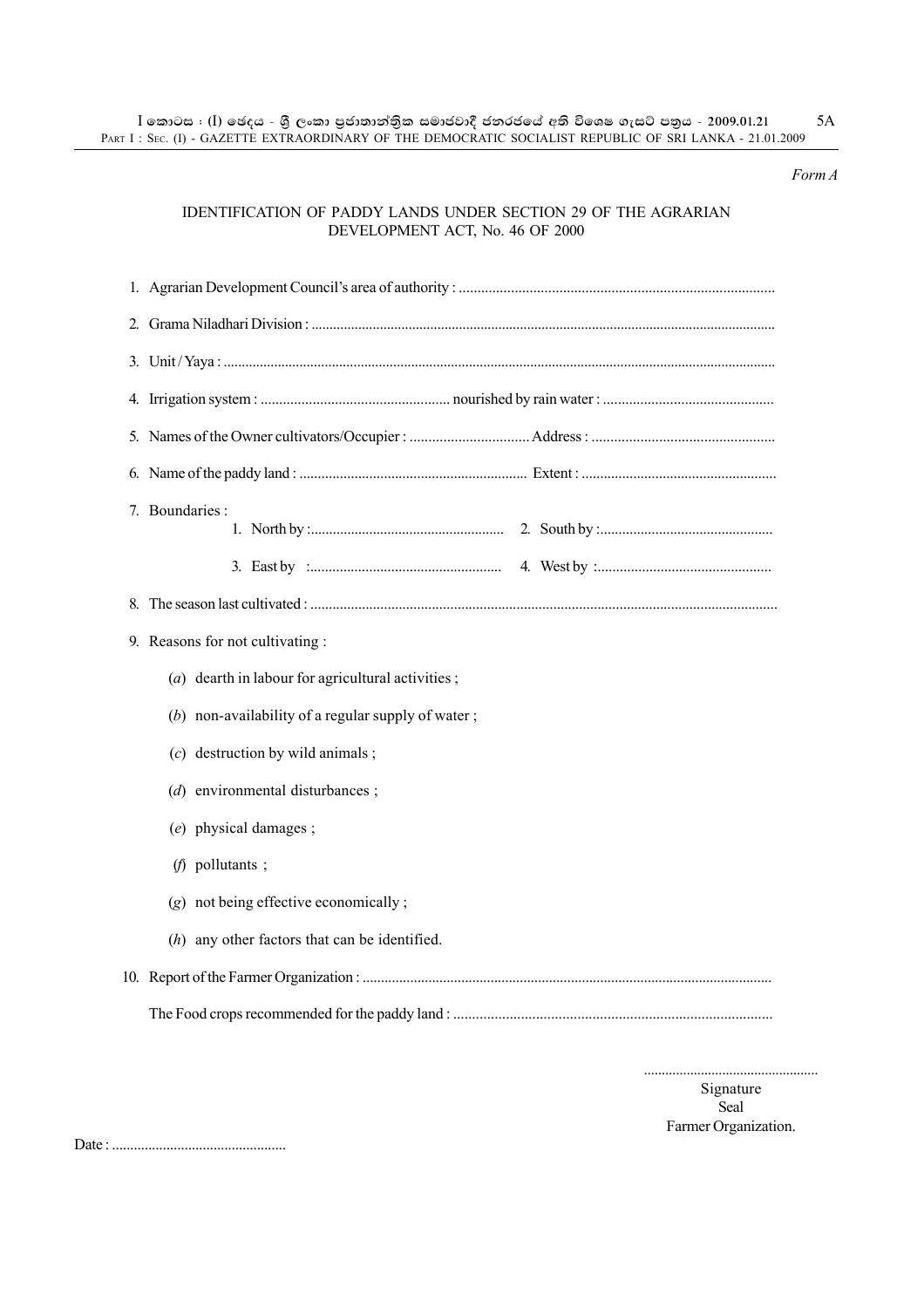*Form A*

## IDENTIFICATION OF PADDY LANDS UNDER SECTION 29 OF THE AGRARIAN DEVELOPMENT ACT, No. 46 OF 2000

1. Agrarian Development Council's area of authority : ....................................................................................

2. Grama Niladhari Division : ..............................................................................................................................

3. Unit / Yaya : ......................................................................................................................................................

4. Irrigation system : ................................................... nourished by rain water : .............................................

5. Names of the Owner cultivators/Occupier : ................................ Address : .................................................

6. Name of the paddy land : ............................................................. Extent : ....................................................

7. Boundaries :

   1. North by :.................................................... 2. South by :..............................................

   3. East by :.................................................... 4. West by :..............................................

8. The season last cultivated : ............................................................................................................................

9. Reasons for not cultivating :

   (*a*) dearth in labour for agricultural activities ;

   (*b*) non-availability of a regular supply of water ;

   (*c*) destruction by wild animals ;

   (*d*) environmental disturbances ;

   (*e*) physical damages ;

   (*f*) pollutants ;

   (*g*) not being effective economically ;

   (*h*) any other factors that can be identified.

10. Report of the Farmer Organization : ..............................................................................................................

    The Food crops recommended for the paddy land : .....................................................................................

................................................

Signature

Seal

Farmer Organization.

Date : ................................................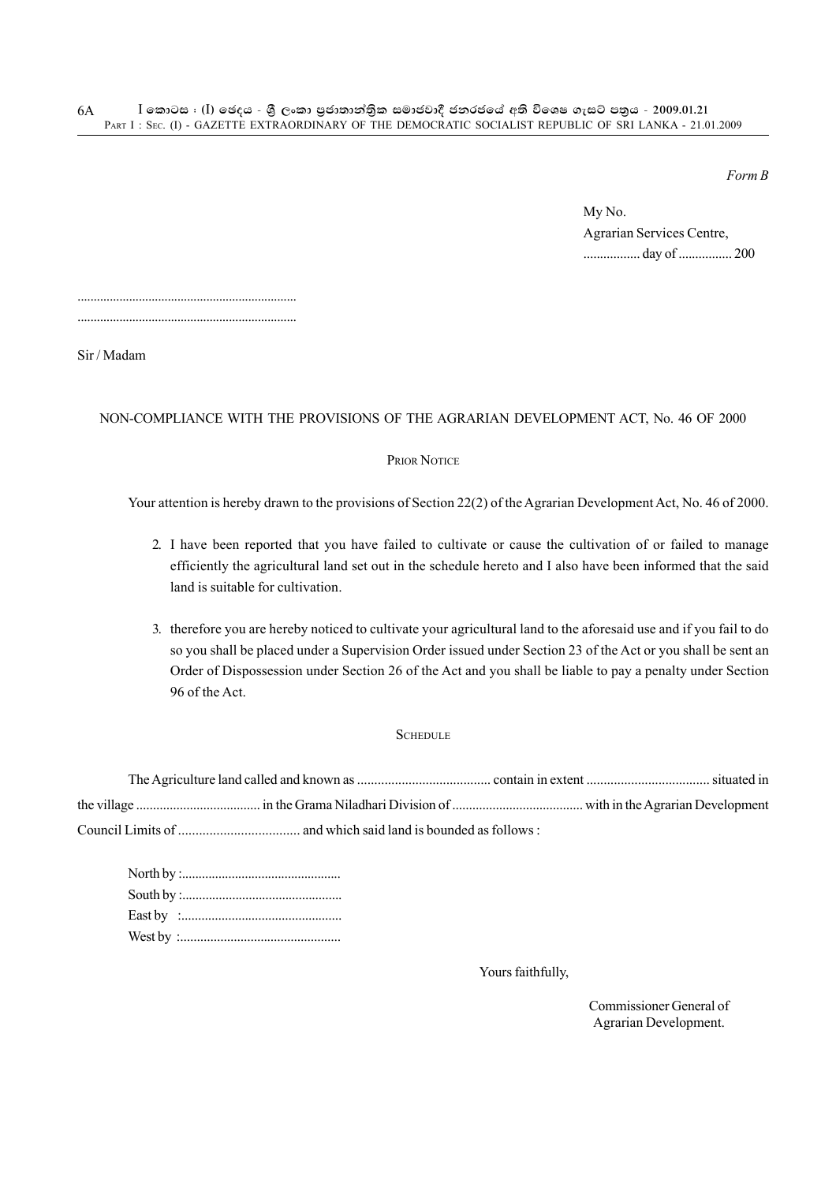*Form B*

My No.
Agrarian Services Centre,
................. day of ................ 200

..................................................................
..................................................................

Sir / Madam

NON-COMPLIANCE WITH THE PROVISIONS OF THE AGRARIAN DEVELOPMENT ACT, No. 46 OF 2000

PRIOR NOTICE

Your attention is hereby drawn to the provisions of Section 22(2) of the Agrarian Development Act, No. 46 of 2000.

2. I have been reported that you have failed to cultivate or cause the cultivation of or failed to manage efficiently the agricultural land set out in the schedule hereto and I also have been informed that the said land is suitable for cultivation.

3. therefore you are hereby noticed to cultivate your agricultural land to the aforesaid use and if you fail to do so you shall be placed under a Supervision Order issued under Section 23 of the Act or you shall be sent an Order of Dispossession under Section 26 of the Act and you shall be liable to pay a penalty under Section 96 of the Act.

SCHEDULE

The Agriculture land called and known as ....................................... contain in extent .................................... situated in the village .................................... in the Grama Niladhari Division of ....................................... with in the Agrarian Development Council Limits of ................................... and which said land is bounded as follows :

North by :................................................
South by :................................................
East by :................................................
West by :................................................

Yours faithfully,

Commissioner General of
Agrarian Development.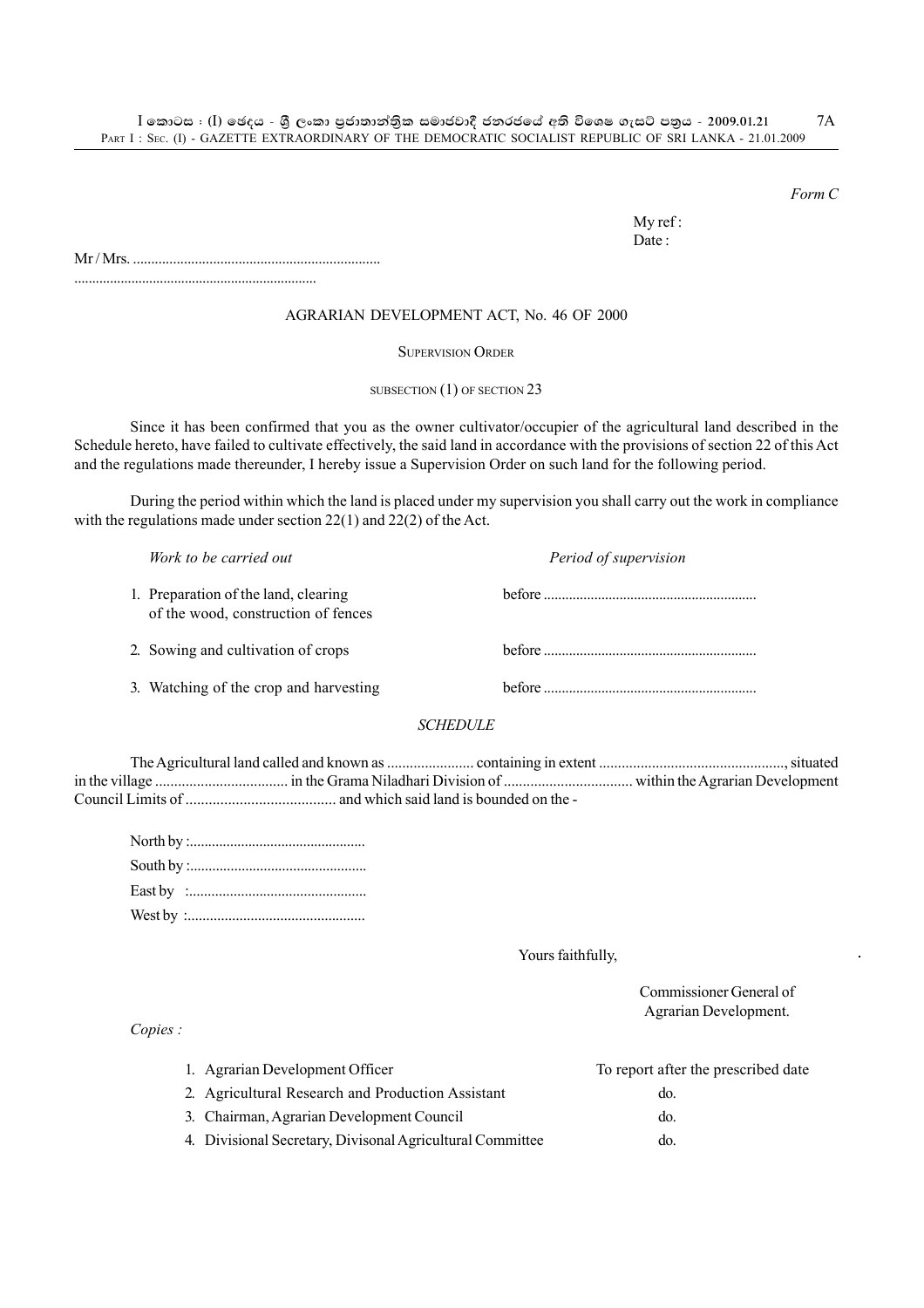*Form C*

My ref :
Date :

Mr / Mrs. ...................................................................
...................................................................

AGRARIAN DEVELOPMENT ACT, No. 46 OF 2000

SUPERVISION ORDER

SUBSECTION (1) OF SECTION 23

Since it has been confirmed that you as the owner cultivator/occupier of the agricultural land described in the Schedule hereto, have failed to cultivate effectively, the said land in accordance with the provisions of section 22 of this Act and the regulations made thereunder, I hereby issue a Supervision Order on such land for the following period.

During the period within which the land is placed under my supervision you shall carry out the work in compliance with the regulations made under section 22(1) and 22(2) of the Act.

| *Work to be carried out* | *Period of supervision* |
|---|---|
| 1. Preparation of the land, clearing of the wood, construction of fences | before .......................................................... |
| 2. Sowing and cultivation of crops | before .......................................................... |
| 3. Watching of the crop and harvesting | before .......................................................... |

*SCHEDULE*

The Agricultural land called and known as ....................... containing in extent ................................................., situated in the village .................................. in the Grama Niladhari Division of ................................. within the Agrarian Development Council Limits of ...................................... and which said land is bounded on the -

North by :................................................
South by :................................................
East by :................................................
West by :................................................

Yours faithfully,

Commissioner General of
Agrarian Development.

*Copies :*

| | |
|---|---|
| 1. Agrarian Development Officer | To report after the prescribed date |
| 2. Agricultural Research and Production Assistant | do. |
| 3. Chairman, Agrarian Development Council | do. |
| 4. Divisional Secretary, Divisonal Agricultural Committee | do. |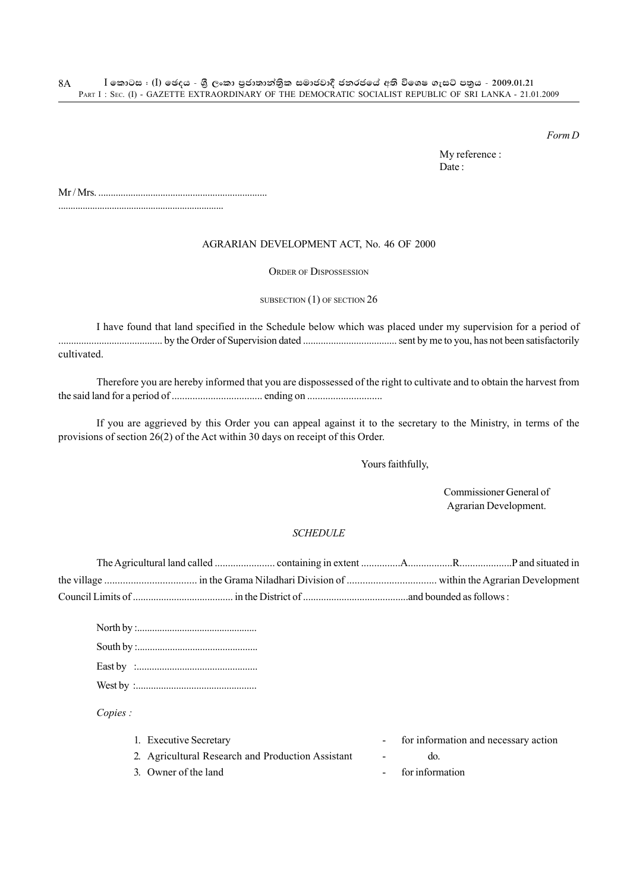*Form D*

My reference :
Date :

Mr / Mrs. ...................................................................
...................................................................

AGRARIAN DEVELOPMENT ACT, No. 46 OF 2000

ORDER OF DISPOSSESSION

SUBSECTION (1) OF SECTION 26

I have found that land specified in the Schedule below which was placed under my supervision for a period of ......................................... by the Order of Supervision dated ..................................... sent by me to you, has not been satisfactorily cultivated.

Therefore you are hereby informed that you are dispossessed of the right to cultivate and to obtain the harvest from the said land for a period of ................................... ending on .............................

If you are aggrieved by this Order you can appeal against it to the secretary to the Ministry, in terms of the provisions of section 26(2) of the Act within 30 days on receipt of this Order.

Yours faithfully,

Commissioner General of
Agrarian Development.

*SCHEDULE*

The Agricultural land called ....................... containing in extent ...............A.................R....................P and situated in the village ................................... in the Grama Niladhari Division of .................................. within the Agrarian Development Council Limits of ....................................... in the District of .........................................and bounded as follows :

North by :................................................
South by :................................................
East by :................................................
West by :................................................

*Copies :*

1. Executive Secretary - for information and necessary action
2. Agricultural Research and Production Assistant - do.
3. Owner of the land - for information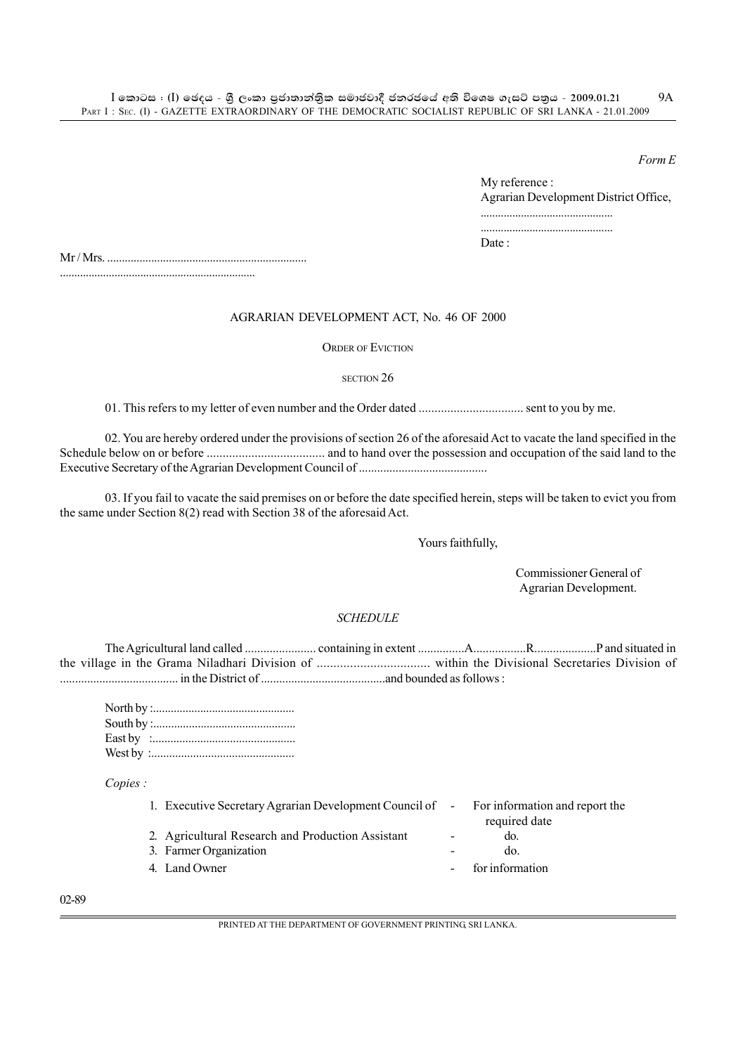*Form E*

My reference :
Agrarian Development District Office,
.............................................
.............................................
Date :

Mr / Mrs. ...................................................................
...................................................................

AGRARIAN DEVELOPMENT ACT, No. 46 OF 2000

ORDER OF EVICTION

SECTION 26

01. This refers to my letter of even number and the Order dated ................................. sent to you by me.

02. You are hereby ordered under the provisions of section 26 of the aforesaid Act to vacate the land specified in the Schedule below on or before .................................... and to hand over the possession and occupation of the said land to the Executive Secretary of the Agrarian Development Council of .........................................

03. If you fail to vacate the said premises on or before the date specified herein, steps will be taken to evict you from the same under Section 8(2) read with Section 38 of the aforesaid Act.

Yours faithfully,

Commissioner General of
Agrarian Development.

*SCHEDULE*

The Agricultural land called ....................... containing in extent ...............A.................R....................P and situated in the village in the Grama Niladhari Division of .................................. within the Divisional Secretaries Division of ...................................... in the District of .........................................and bounded as follows :

North by :................................................
South by :................................................
East by :................................................
West by :................................................

*Copies :*

| | | |
|---|---|---|
| 1. Executive Secretary Agrarian Development Council of | - | For information and report the required date |
| 2. Agricultural Research and Production Assistant | - | do. |
| 3. Farmer Organization | - | do. |
| 4. Land Owner | - | for information |

02-89